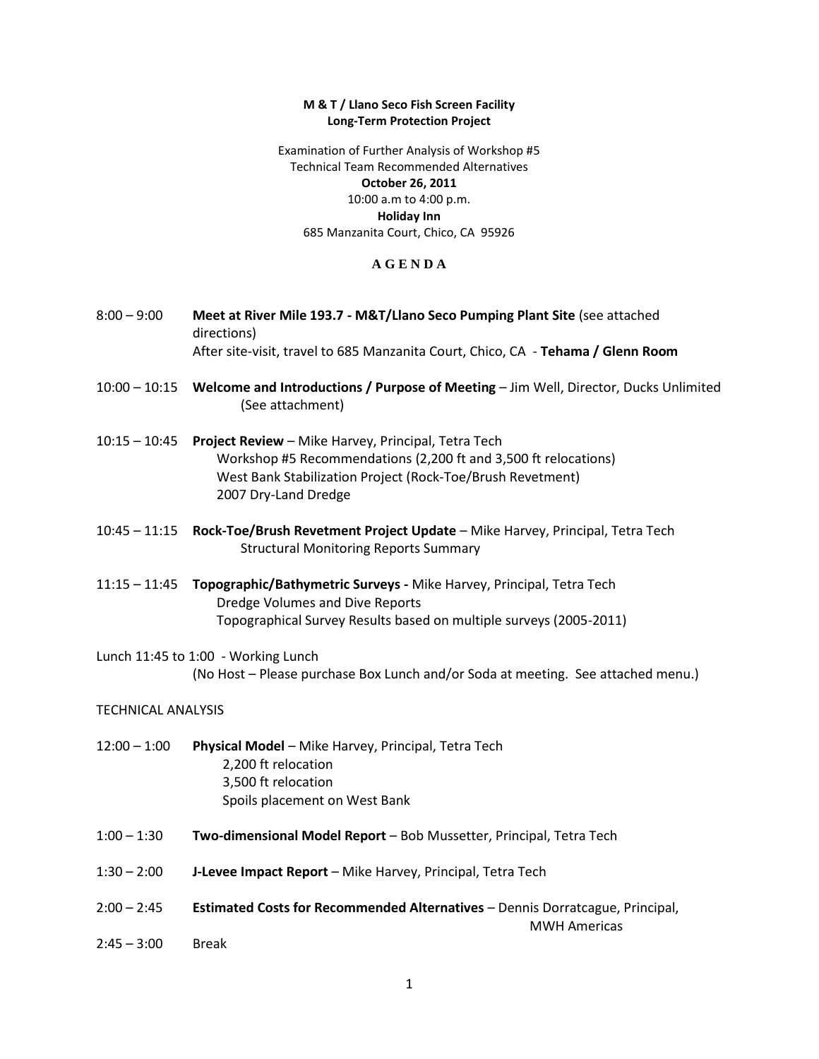**M & T / Llano Seco Fish Screen Facility**
**Long-Term Protection Project**

Examination of Further Analysis of Workshop #5
Technical Team Recommended Alternatives
**October 26, 2011**
10:00 a.m to 4:00 p.m.
**Holiday Inn**
685 Manzanita Court, Chico, CA 95926

# A G E N D A

8:00 – 9:00 **Meet at River Mile 193.7 - M&T/Llano Seco Pumping Plant Site** (see attached directions)
After site-visit, travel to 685 Manzanita Court, Chico, CA - **Tehama / Glenn Room**

10:00 – 10:15 **Welcome and Introductions / Purpose of Meeting** – Jim Well, Director, Ducks Unlimited (See attachment)

10:15 – 10:45 **Project Review** – Mike Harvey, Principal, Tetra Tech
- Workshop #5 Recommendations (2,200 ft and 3,500 ft relocations)
- West Bank Stabilization Project (Rock-Toe/Brush Revetment)
- 2007 Dry-Land Dredge

10:45 – 11:15 **Rock-Toe/Brush Revetment Project Update** – Mike Harvey, Principal, Tetra Tech
- Structural Monitoring Reports Summary

11:15 – 11:45 **Topographic/Bathymetric Surveys -** Mike Harvey, Principal, Tetra Tech
- Dredge Volumes and Dive Reports
- Topographical Survey Results based on multiple surveys (2005-2011)

Lunch 11:45 to 1:00 - Working Lunch
(No Host – Please purchase Box Lunch and/or Soda at meeting. See attached menu.)

TECHNICAL ANALYSIS

12:00 – 1:00 **Physical Model** – Mike Harvey, Principal, Tetra Tech
- 2,200 ft relocation
- 3,500 ft relocation
- Spoils placement on West Bank

1:00 – 1:30 **Two-dimensional Model Report** – Bob Mussetter, Principal, Tetra Tech

1:30 – 2:00 **J-Levee Impact Report** – Mike Harvey, Principal, Tetra Tech

2:00 – 2:45 **Estimated Costs for Recommended Alternatives** – Dennis Dorratcague, Principal, MWH Americas

2:45 – 3:00 Break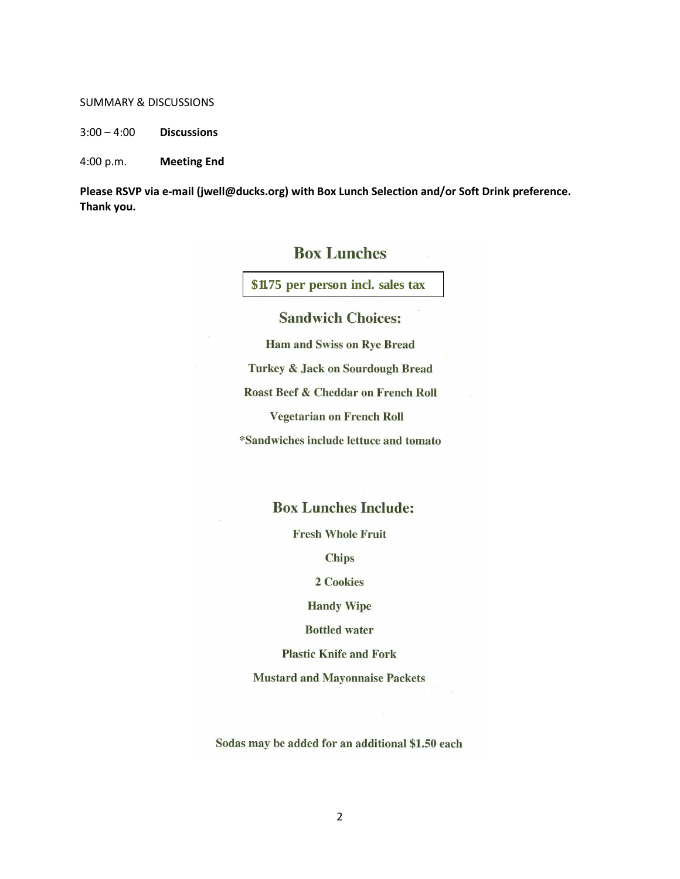SUMMARY & DISCUSSIONS

3:00 – 4:00 **Discussions**

4:00 p.m. **Meeting End**

**Please RSVP via e-mail (jwell@ducks.org) with Box Lunch Selection and/or Soft Drink preference. Thank you.**

## Box Lunches

**$11.75 per person incl. sales tax**

### Sandwich Choices:

**Ham and Swiss on Rye Bread**

**Turkey & Jack on Sourdough Bread**

**Roast Beef & Cheddar on French Roll**

**Vegetarian on French Roll**

**\*Sandwiches include lettuce and tomato**

### Box Lunches Include:

**Fresh Whole Fruit**

**Chips**

**2 Cookies**

**Handy Wipe**

**Bottled water**

**Plastic Knife and Fork**

**Mustard and Mayonnaise Packets**

**Sodas may be added for an additional $1.50 each**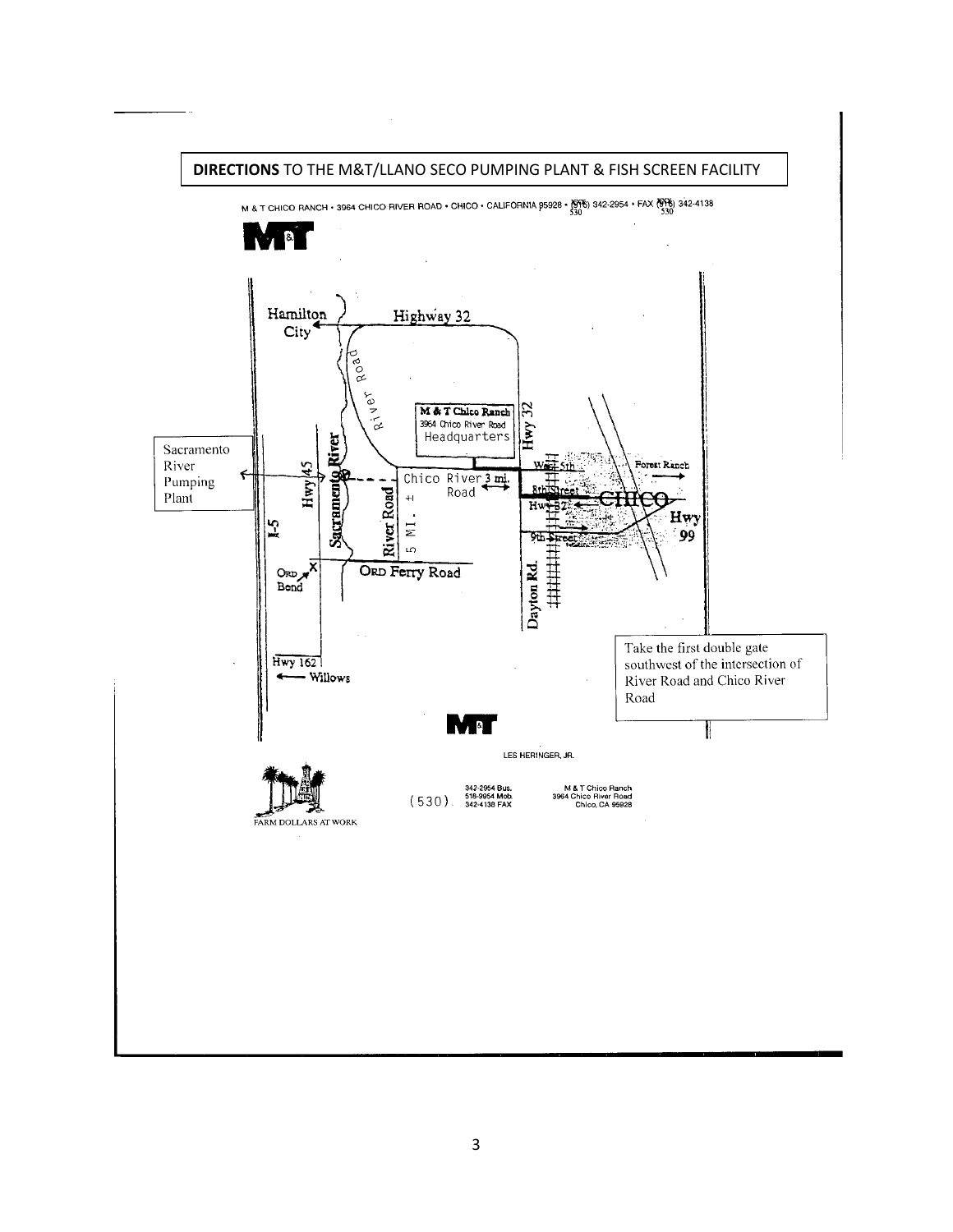**DIRECTIONS** TO THE M&T/LLANO SECO PUMPING PLANT & FISH SCREEN FACILITY

M & T CHICO RANCH • 3964 CHICO RIVER ROAD • CHICO • CALIFORNIA 95928 • (530) 342-2954 • FAX (530) 342-4138

M&T

Hamilton City

Highway 32

River Road

M & T Chico Ranch
3964 Chico River Road
Headquarters

Hwy 32

Sacramento River Pumping Plant

Hwy 45

Sacramento River

River Road

Chico River Road 3 mi.

5 MI. ±

West 5th

8th Street

Hwy 32

CHICO

Forest Ranch

Hwy 99

9th Street

Dayton Rd.

I-5

Ord Bend

Ord Ferry Road

Hwy 162

Willows

Take the first double gate southwest of the intersection of River Road and Chico River Road

M&T

LES HERINGER, JR.

FARM DOLLARS AT WORK

(530) 342-2954 Bus.
518-9954 Mob.
342-4138 FAX

M & T Chico Ranch
3964 Chico River Road
Chico, CA 95928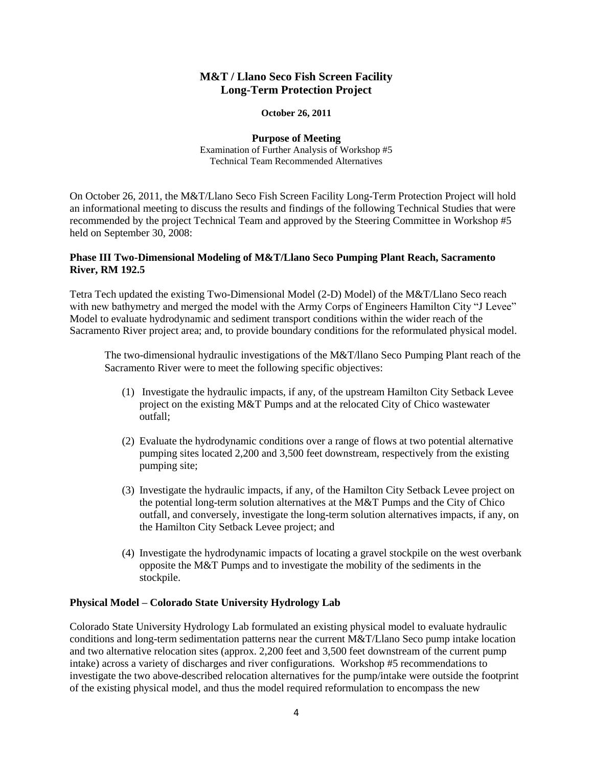# M&T / Llano Seco Fish Screen Facility Long-Term Protection Project

**October 26, 2011**

**Purpose of Meeting**

Examination of Further Analysis of Workshop #5
Technical Team Recommended Alternatives

On October 26, 2011, the M&T/Llano Seco Fish Screen Facility Long-Term Protection Project will hold an informational meeting to discuss the results and findings of the following Technical Studies that were recommended by the project Technical Team and approved by the Steering Committee in Workshop #5 held on September 30, 2008:

### Phase III Two-Dimensional Modeling of M&T/Llano Seco Pumping Plant Reach, Sacramento River, RM 192.5

Tetra Tech updated the existing Two-Dimensional Model (2-D) Model) of the M&T/Llano Seco reach with new bathymetry and merged the model with the Army Corps of Engineers Hamilton City "J Levee" Model to evaluate hydrodynamic and sediment transport conditions within the wider reach of the Sacramento River project area; and, to provide boundary conditions for the reformulated physical model.

> The two-dimensional hydraulic investigations of the M&T/llano Seco Pumping Plant reach of the Sacramento River were to meet the following specific objectives:
>
> (1) Investigate the hydraulic impacts, if any, of the upstream Hamilton City Setback Levee project on the existing M&T Pumps and at the relocated City of Chico wastewater outfall;
>
> (2) Evaluate the hydrodynamic conditions over a range of flows at two potential alternative pumping sites located 2,200 and 3,500 feet downstream, respectively from the existing pumping site;
>
> (3) Investigate the hydraulic impacts, if any, of the Hamilton City Setback Levee project on the potential long-term solution alternatives at the M&T Pumps and the City of Chico outfall, and conversely, investigate the long-term solution alternatives impacts, if any, on the Hamilton City Setback Levee project; and
>
> (4) Investigate the hydrodynamic impacts of locating a gravel stockpile on the west overbank opposite the M&T Pumps and to investigate the mobility of the sediments in the stockpile.

### Physical Model – Colorado State University Hydrology Lab

Colorado State University Hydrology Lab formulated an existing physical model to evaluate hydraulic conditions and long-term sedimentation patterns near the current M&T/Llano Seco pump intake location and two alternative relocation sites (approx. 2,200 feet and 3,500 feet downstream of the current pump intake) across a variety of discharges and river configurations. Workshop #5 recommendations to investigate the two above-described relocation alternatives for the pump/intake were outside the footprint of the existing physical model, and thus the model required reformulation to encompass the new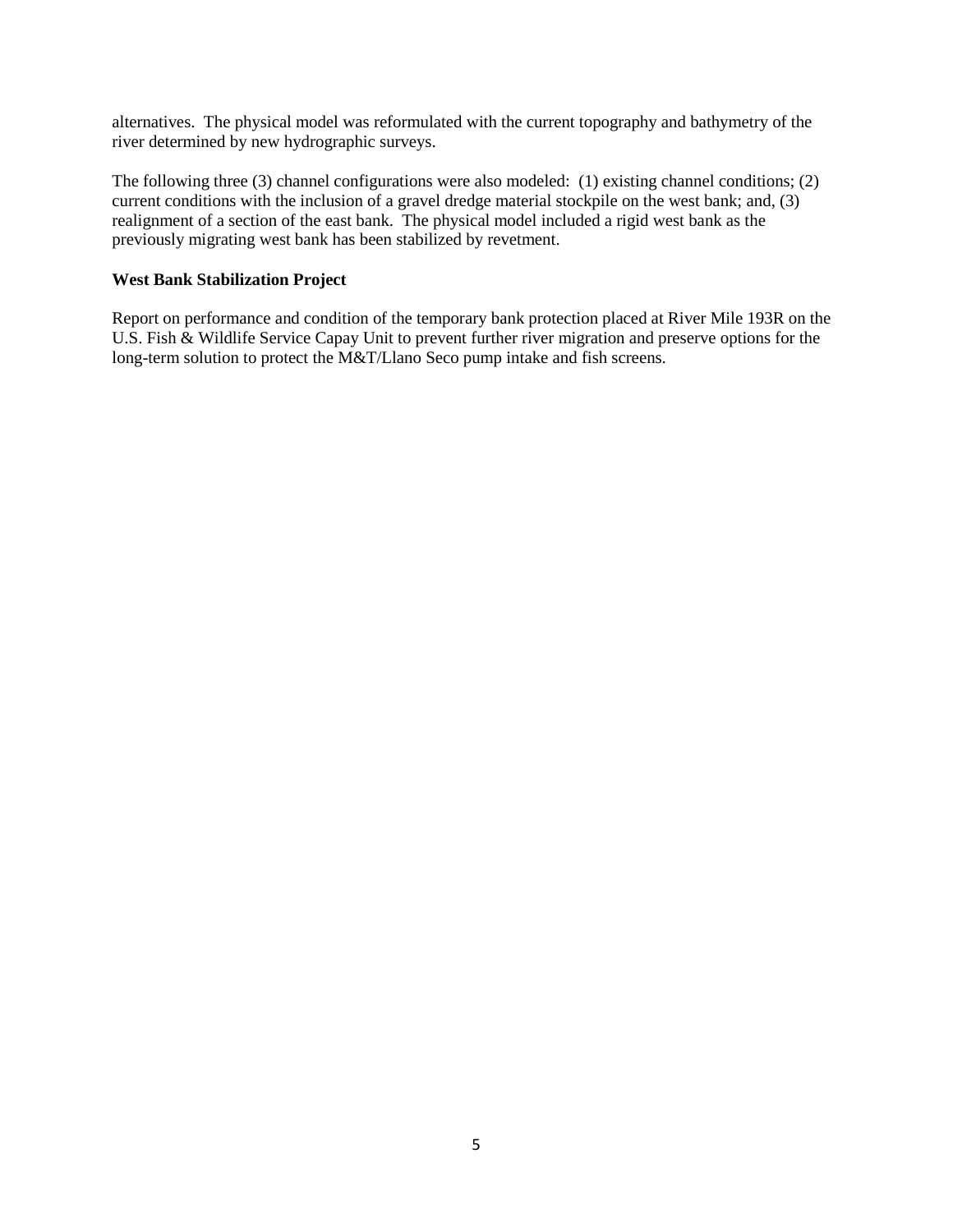alternatives. The physical model was reformulated with the current topography and bathymetry of the river determined by new hydrographic surveys.

The following three (3) channel configurations were also modeled: (1) existing channel conditions; (2) current conditions with the inclusion of a gravel dredge material stockpile on the west bank; and, (3) realignment of a section of the east bank. The physical model included a rigid west bank as the previously migrating west bank has been stabilized by revetment.

**West Bank Stabilization Project**

Report on performance and condition of the temporary bank protection placed at River Mile 193R on the U.S. Fish & Wildlife Service Capay Unit to prevent further river migration and preserve options for the long-term solution to protect the M&T/Llano Seco pump intake and fish screens.